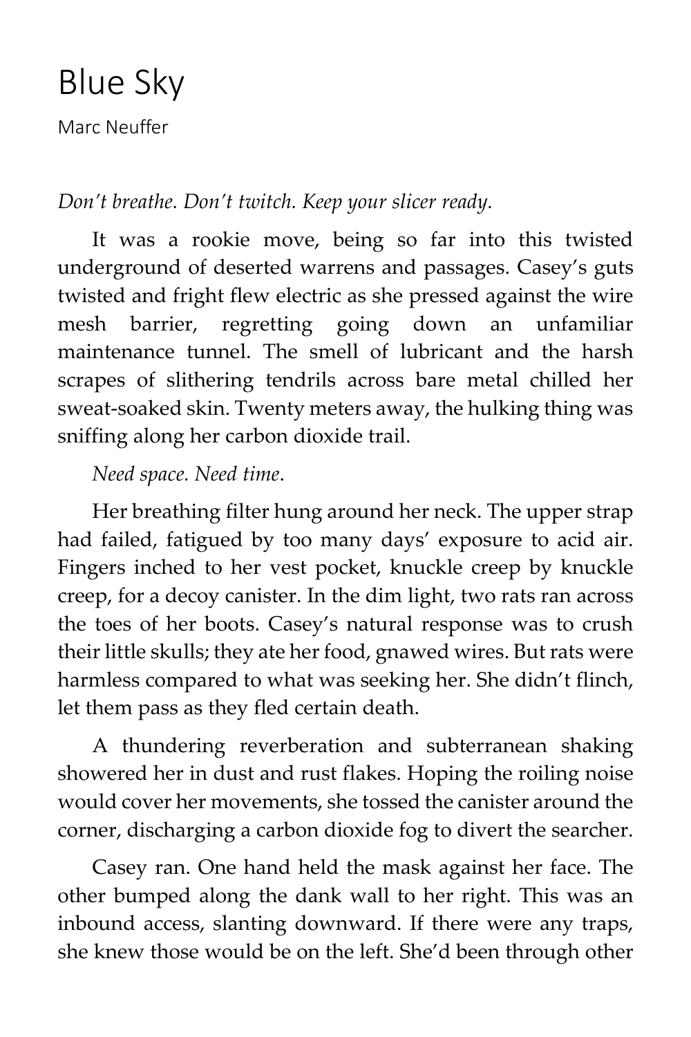# Blue Sky

Marc Neuffer

*Don't breathe. Don't twitch. Keep your slicer ready.*

It was a rookie move, being so far into this twisted underground of deserted warrens and passages. Casey's guts twisted and fright flew electric as she pressed against the wire mesh barrier, regretting going down an unfamiliar maintenance tunnel. The smell of lubricant and the harsh scrapes of slithering tendrils across bare metal chilled her sweat-soaked skin. Twenty meters away, the hulking thing was sniffing along her carbon dioxide trail.

*Need space. Need time*.

Her breathing filter hung around her neck. The upper strap had failed, fatigued by too many days' exposure to acid air. Fingers inched to her vest pocket, knuckle creep by knuckle creep, for a decoy canister. In the dim light, two rats ran across the toes of her boots. Casey's natural response was to crush their little skulls; they ate her food, gnawed wires. But rats were harmless compared to what was seeking her. She didn't flinch, let them pass as they fled certain death.

A thundering reverberation and subterranean shaking showered her in dust and rust flakes. Hoping the roiling noise would cover her movements, she tossed the canister around the corner, discharging a carbon dioxide fog to divert the searcher.

Casey ran. One hand held the mask against her face. The other bumped along the dank wall to her right. This was an inbound access, slanting downward. If there were any traps, she knew those would be on the left. She'd been through other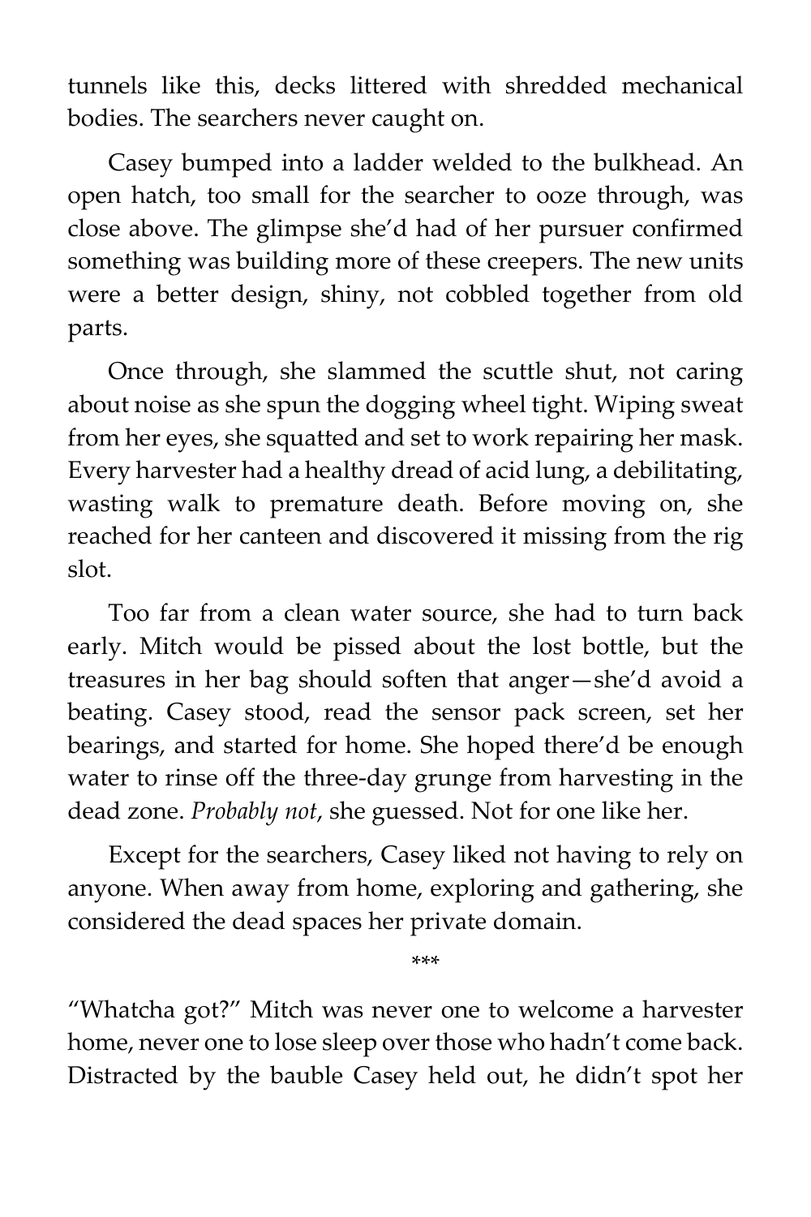tunnels like this, decks littered with shredded mechanical bodies. The searchers never caught on.

Casey bumped into a ladder welded to the bulkhead. An open hatch, too small for the searcher to ooze through, was close above. The glimpse she'd had of her pursuer confirmed something was building more of these creepers. The new units were a better design, shiny, not cobbled together from old parts.

Once through, she slammed the scuttle shut, not caring about noise as she spun the dogging wheel tight. Wiping sweat from her eyes, she squatted and set to work repairing her mask. Every harvester had a healthy dread of acid lung, a debilitating, wasting walk to premature death. Before moving on, she reached for her canteen and discovered it missing from the rig slot.

Too far from a clean water source, she had to turn back early. Mitch would be pissed about the lost bottle, but the treasures in her bag should soften that anger—she'd avoid a beating. Casey stood, read the sensor pack screen, set her bearings, and started for home. She hoped there'd be enough water to rinse off the three-day grunge from harvesting in the dead zone. *Probably not*, she guessed. Not for one like her.

Except for the searchers, Casey liked not having to rely on anyone. When away from home, exploring and gathering, she considered the dead spaces her private domain.

\*\*\*

"Whatcha got?" Mitch was never one to welcome a harvester home, never one to lose sleep over those who hadn't come back. Distracted by the bauble Casey held out, he didn't spot her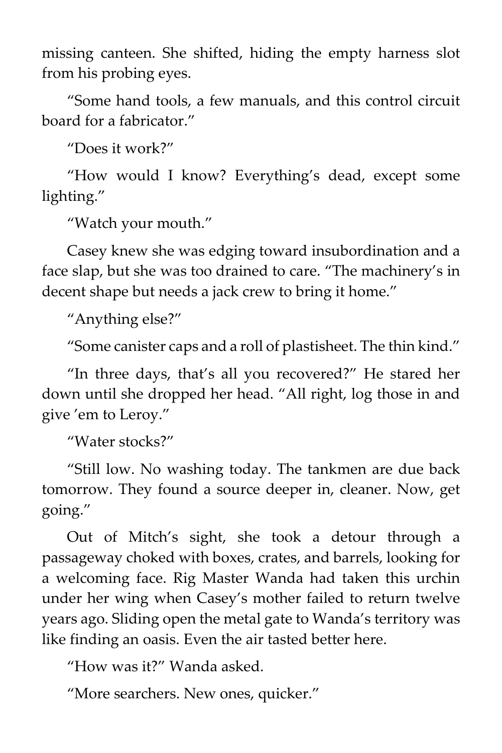missing canteen. She shifted, hiding the empty harness slot from his probing eyes.

"Some hand tools, a few manuals, and this control circuit board for a fabricator."

"Does it work?"

"How would I know? Everything's dead, except some lighting."

"Watch your mouth."

Casey knew she was edging toward insubordination and a face slap, but she was too drained to care. "The machinery's in decent shape but needs a jack crew to bring it home."

"Anything else?"

"Some canister caps and a roll of plastisheet. The thin kind."

"In three days, that's all you recovered?" He stared her down until she dropped her head. "All right, log those in and give 'em to Leroy."

"Water stocks?"

"Still low. No washing today. The tankmen are due back tomorrow. They found a source deeper in, cleaner. Now, get going."

Out of Mitch's sight, she took a detour through a passageway choked with boxes, crates, and barrels, looking for a welcoming face. Rig Master Wanda had taken this urchin under her wing when Casey's mother failed to return twelve years ago. Sliding open the metal gate to Wanda's territory was like finding an oasis. Even the air tasted better here.

"How was it?" Wanda asked.

"More searchers. New ones, quicker."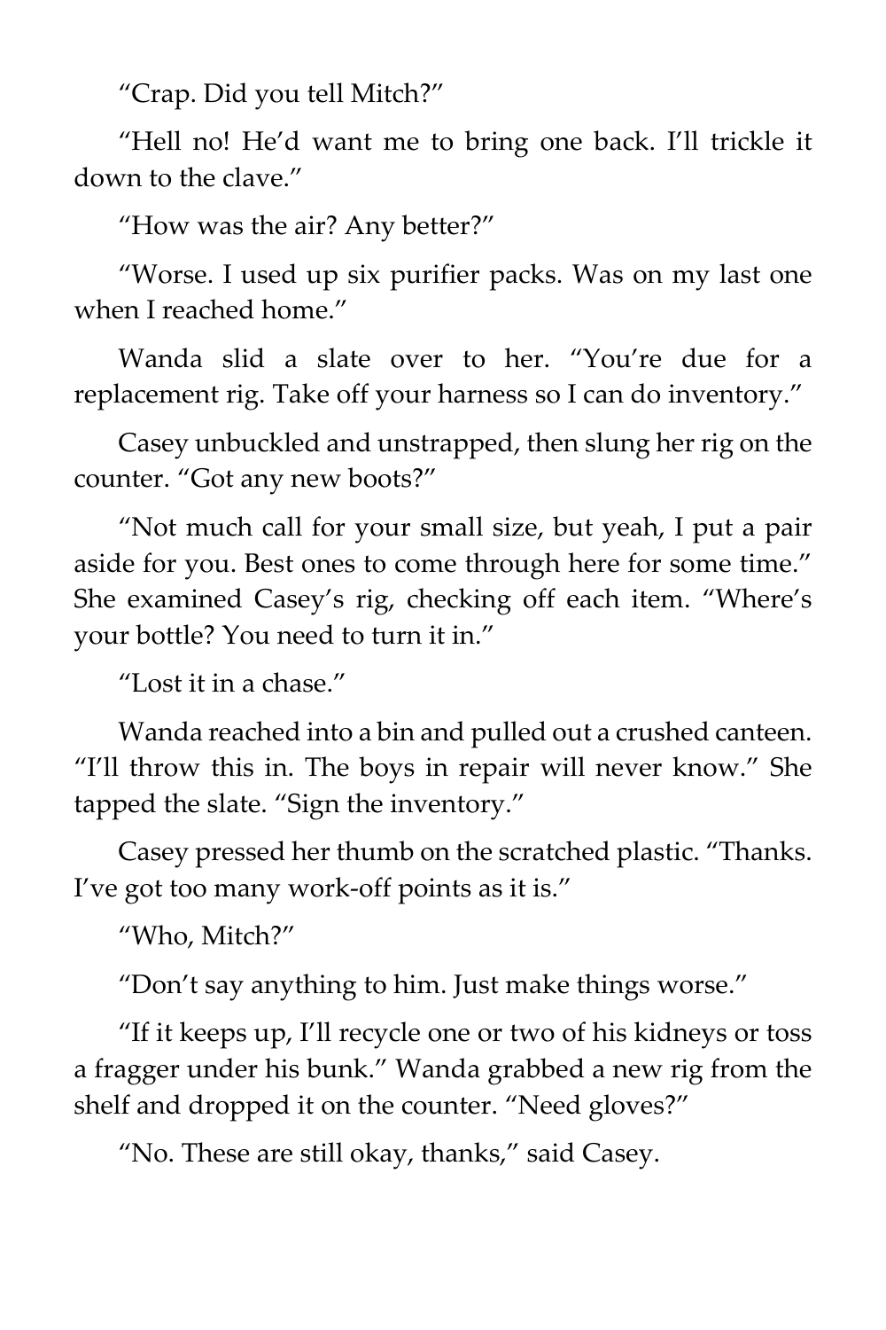"Crap. Did you tell Mitch?"

"Hell no! He'd want me to bring one back. I'll trickle it down to the clave."

"How was the air? Any better?"

"Worse. I used up six purifier packs. Was on my last one when I reached home."

Wanda slid a slate over to her. "You're due for a replacement rig. Take off your harness so I can do inventory."

Casey unbuckled and unstrapped, then slung her rig on the counter. "Got any new boots?"

"Not much call for your small size, but yeah, I put a pair aside for you. Best ones to come through here for some time." She examined Casey's rig, checking off each item. "Where's your bottle? You need to turn it in."

"Lost it in a chase."

Wanda reached into a bin and pulled out a crushed canteen. "I'll throw this in. The boys in repair will never know." She tapped the slate. "Sign the inventory."

Casey pressed her thumb on the scratched plastic. "Thanks. I've got too many work-off points as it is."

"Who, Mitch?"

"Don't say anything to him. Just make things worse."

"If it keeps up, I'll recycle one or two of his kidneys or toss a fragger under his bunk." Wanda grabbed a new rig from the shelf and dropped it on the counter. "Need gloves?"

"No. These are still okay, thanks," said Casey.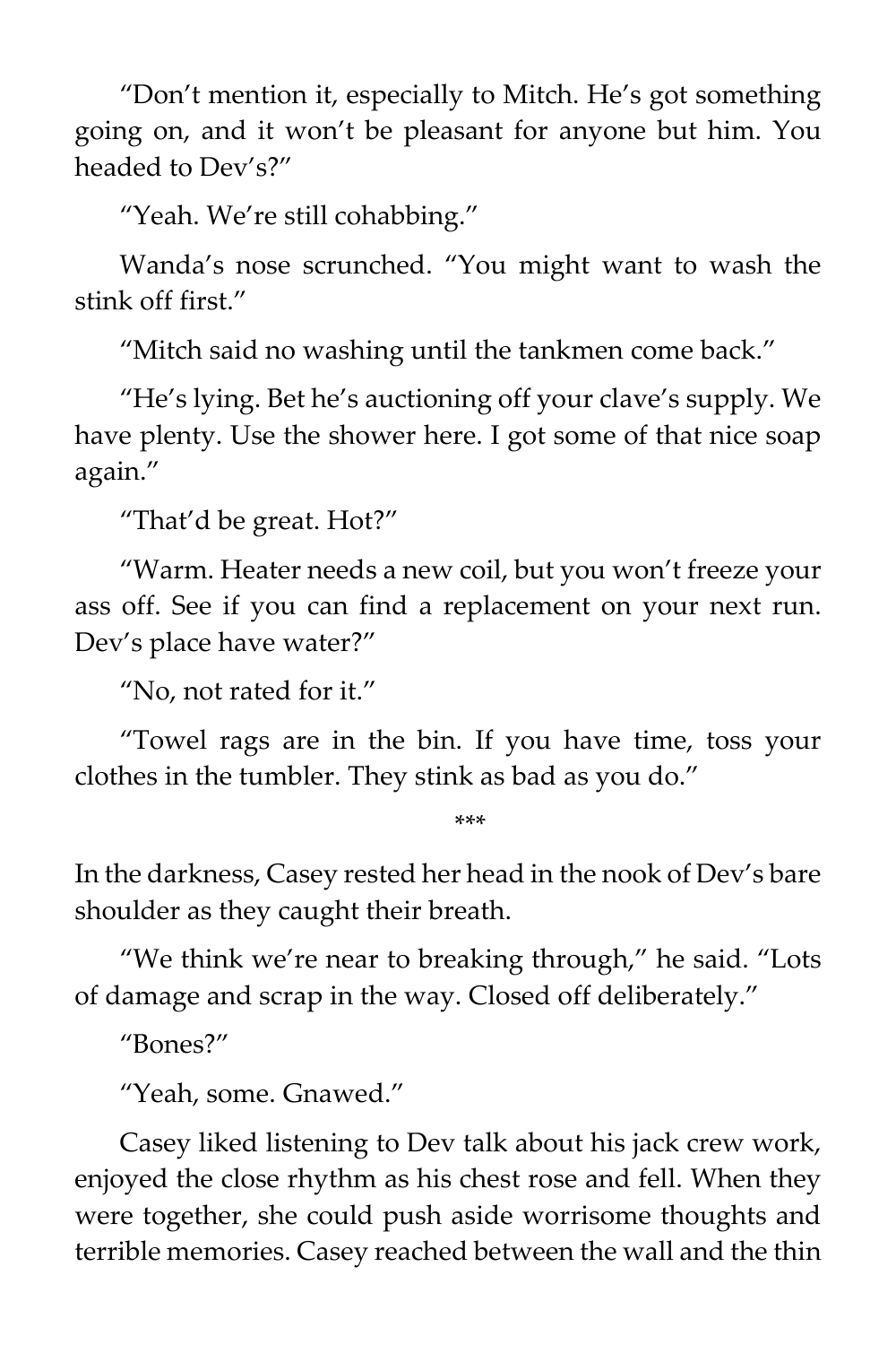“Don’t mention it, especially to Mitch. He’s got something going on, and it won’t be pleasant for anyone but him. You headed to Dev’s?”

“Yeah. We’re still cohabbing.”

Wanda’s nose scrunched. “You might want to wash the stink off first.”

“Mitch said no washing until the tankmen come back.”

“He’s lying. Bet he’s auctioning off your clave’s supply. We have plenty. Use the shower here. I got some of that nice soap again.”

“That’d be great. Hot?”

“Warm. Heater needs a new coil, but you won’t freeze your ass off. See if you can find a replacement on your next run. Dev’s place have water?”

“No, not rated for it.”

“Towel rags are in the bin. If you have time, toss your clothes in the tumbler. They stink as bad as you do.”

***

In the darkness, Casey rested her head in the nook of Dev’s bare shoulder as they caught their breath.

“We think we’re near to breaking through,” he said. “Lots of damage and scrap in the way. Closed off deliberately.”

“Bones?”

“Yeah, some. Gnawed.”

Casey liked listening to Dev talk about his jack crew work, enjoyed the close rhythm as his chest rose and fell. When they were together, she could push aside worrisome thoughts and terrible memories. Casey reached between the wall and the thin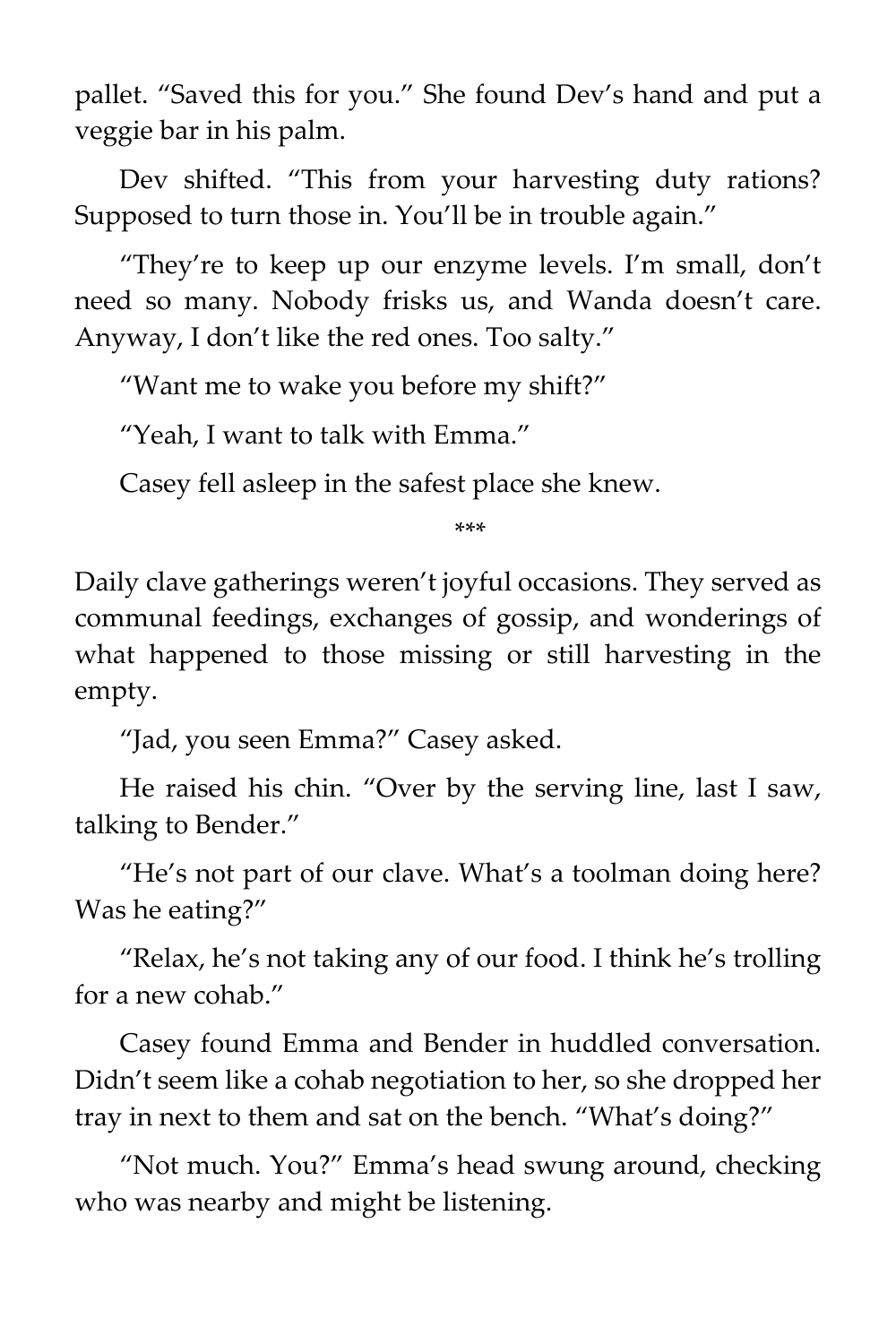pallet. "Saved this for you." She found Dev's hand and put a veggie bar in his palm.

Dev shifted. "This from your harvesting duty rations? Supposed to turn those in. You'll be in trouble again."

"They're to keep up our enzyme levels. I'm small, don't need so many. Nobody frisks us, and Wanda doesn't care. Anyway, I don't like the red ones. Too salty."

"Want me to wake you before my shift?"

"Yeah, I want to talk with Emma."

Casey fell asleep in the safest place she knew.

***

Daily clave gatherings weren't joyful occasions. They served as communal feedings, exchanges of gossip, and wonderings of what happened to those missing or still harvesting in the empty.

"Jad, you seen Emma?" Casey asked.

He raised his chin. "Over by the serving line, last I saw, talking to Bender."

"He's not part of our clave. What's a toolman doing here? Was he eating?"

"Relax, he's not taking any of our food. I think he's trolling for a new cohab."

Casey found Emma and Bender in huddled conversation. Didn't seem like a cohab negotiation to her, so she dropped her tray in next to them and sat on the bench. "What's doing?"

"Not much. You?" Emma's head swung around, checking who was nearby and might be listening.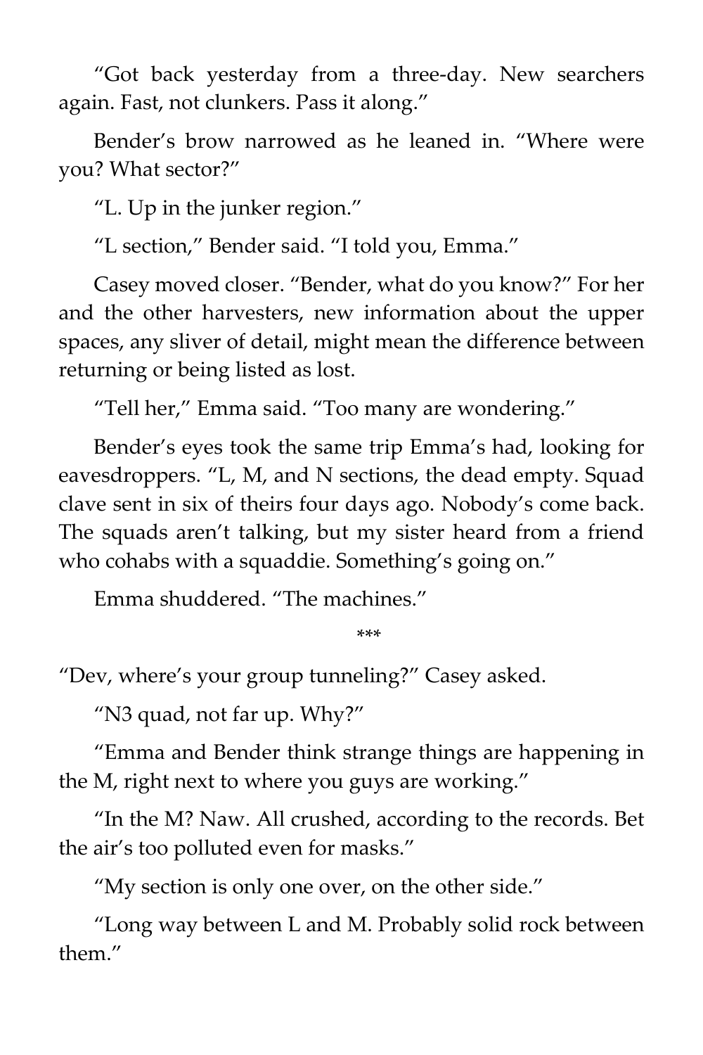"Got back yesterday from a three-day. New searchers again. Fast, not clunkers. Pass it along."

Bender's brow narrowed as he leaned in. "Where were you? What sector?"

"L. Up in the junker region."

"L section," Bender said. "I told you, Emma."

Casey moved closer. "Bender, what do you know?" For her and the other harvesters, new information about the upper spaces, any sliver of detail, might mean the difference between returning or being listed as lost.

"Tell her," Emma said. "Too many are wondering."

Bender's eyes took the same trip Emma's had, looking for eavesdroppers. "L, M, and N sections, the dead empty. Squad clave sent in six of theirs four days ago. Nobody's come back. The squads aren't talking, but my sister heard from a friend who cohabs with a squaddie. Something's going on."

Emma shuddered. "The machines."

\*\*\*

"Dev, where's your group tunneling?" Casey asked.

"N3 quad, not far up. Why?"

"Emma and Bender think strange things are happening in the M, right next to where you guys are working."

"In the M? Naw. All crushed, according to the records. Bet the air's too polluted even for masks."

"My section is only one over, on the other side."

"Long way between L and M. Probably solid rock between them."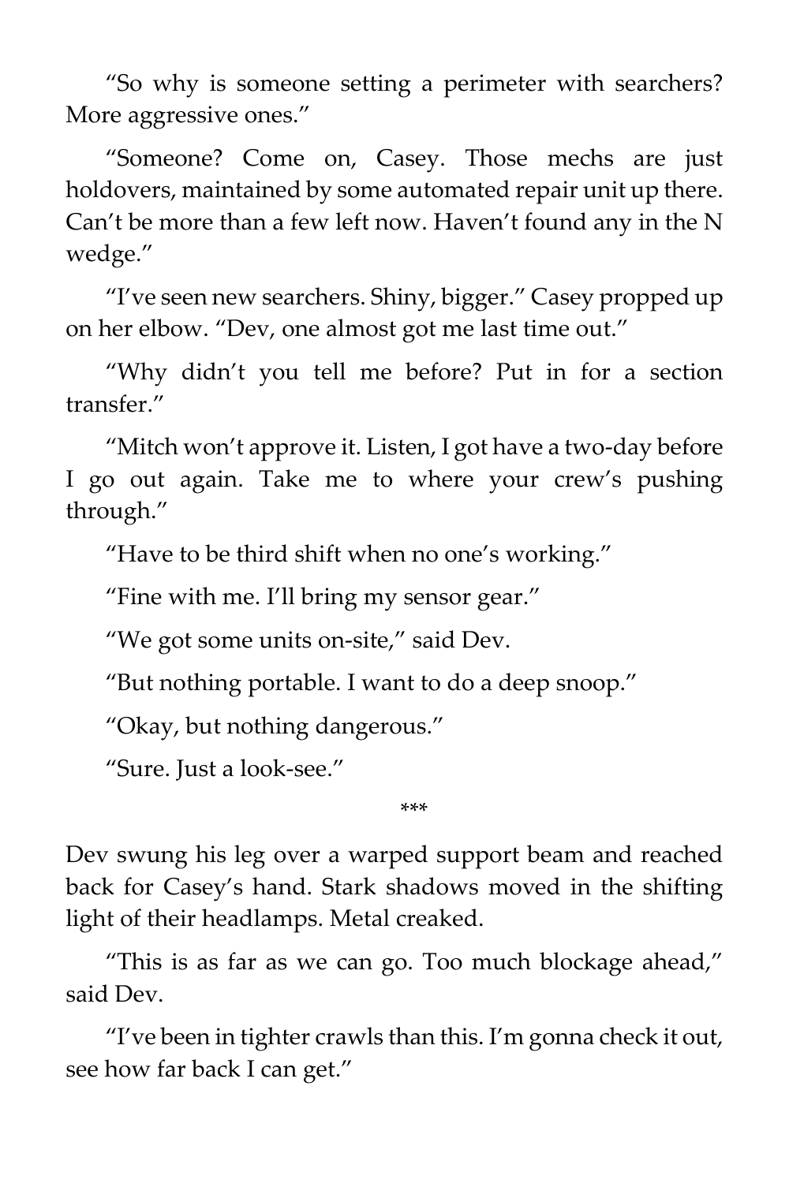"So why is someone setting a perimeter with searchers? More aggressive ones."

"Someone? Come on, Casey. Those mechs are just holdovers, maintained by some automated repair unit up there. Can't be more than a few left now. Haven't found any in the N wedge."

"I've seen new searchers. Shiny, bigger." Casey propped up on her elbow. "Dev, one almost got me last time out."

"Why didn't you tell me before? Put in for a section transfer."

"Mitch won't approve it. Listen, I got have a two-day before I go out again. Take me to where your crew's pushing through."

"Have to be third shift when no one's working."

"Fine with me. I'll bring my sensor gear."

"We got some units on-site," said Dev.

"But nothing portable. I want to do a deep snoop."

"Okay, but nothing dangerous."

"Sure. Just a look-see."

***

Dev swung his leg over a warped support beam and reached back for Casey's hand. Stark shadows moved in the shifting light of their headlamps. Metal creaked.

"This is as far as we can go. Too much blockage ahead," said Dev.

"I've been in tighter crawls than this. I'm gonna check it out, see how far back I can get."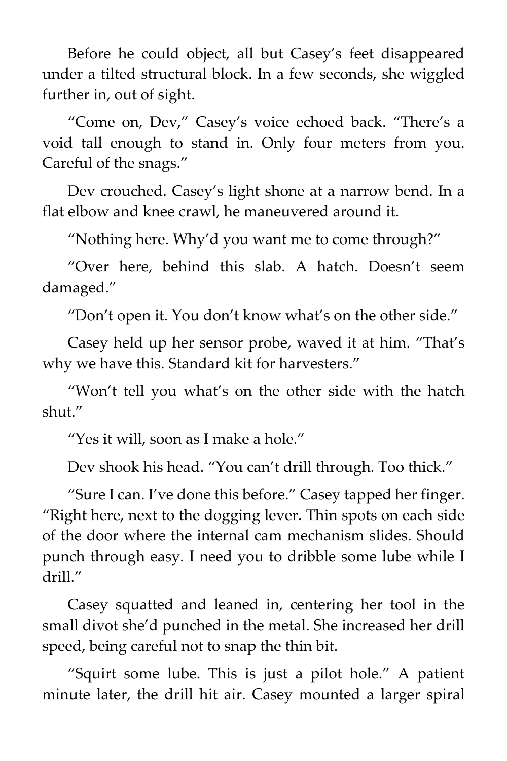Before he could object, all but Casey's feet disappeared under a tilted structural block. In a few seconds, she wiggled further in, out of sight.

"Come on, Dev," Casey's voice echoed back. "There's a void tall enough to stand in. Only four meters from you. Careful of the snags."

Dev crouched. Casey's light shone at a narrow bend. In a flat elbow and knee crawl, he maneuvered around it.

"Nothing here. Why'd you want me to come through?"

"Over here, behind this slab. A hatch. Doesn't seem damaged."

"Don't open it. You don't know what's on the other side."

Casey held up her sensor probe, waved it at him. "That's why we have this. Standard kit for harvesters."

"Won't tell you what's on the other side with the hatch shut."

"Yes it will, soon as I make a hole."

Dev shook his head. "You can't drill through. Too thick."

"Sure I can. I've done this before." Casey tapped her finger. "Right here, next to the dogging lever. Thin spots on each side of the door where the internal cam mechanism slides. Should punch through easy. I need you to dribble some lube while I drill."

Casey squatted and leaned in, centering her tool in the small divot she'd punched in the metal. She increased her drill speed, being careful not to snap the thin bit.

"Squirt some lube. This is just a pilot hole." A patient minute later, the drill hit air. Casey mounted a larger spiral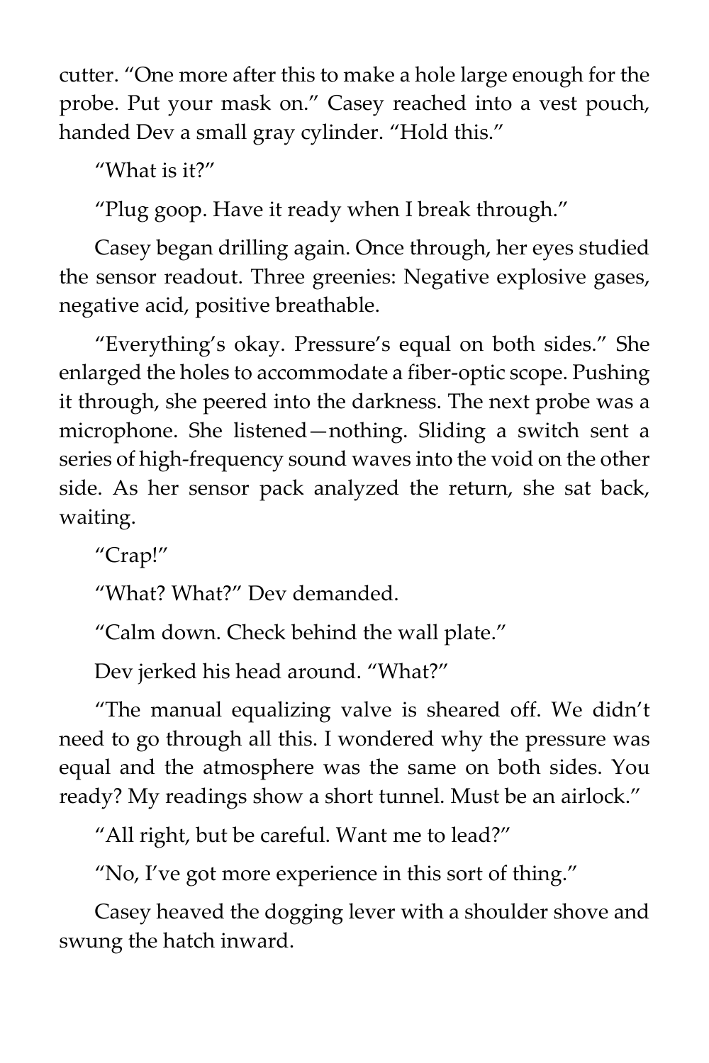cutter. “One more after this to make a hole large enough for the probe. Put your mask on.” Casey reached into a vest pouch, handed Dev a small gray cylinder. “Hold this.”

“What is it?”

“Plug goop. Have it ready when I break through.”

Casey began drilling again. Once through, her eyes studied the sensor readout. Three greenies: Negative explosive gases, negative acid, positive breathable.

“Everything’s okay. Pressure’s equal on both sides.” She enlarged the holes to accommodate a fiber-optic scope. Pushing it through, she peered into the darkness. The next probe was a microphone. She listened—nothing. Sliding a switch sent a series of high-frequency sound waves into the void on the other side. As her sensor pack analyzed the return, she sat back, waiting.

“Crap!”

“What? What?” Dev demanded.

“Calm down. Check behind the wall plate.”

Dev jerked his head around. “What?”

“The manual equalizing valve is sheared off. We didn’t need to go through all this. I wondered why the pressure was equal and the atmosphere was the same on both sides. You ready? My readings show a short tunnel. Must be an airlock.”

“All right, but be careful. Want me to lead?”

“No, I’ve got more experience in this sort of thing.”

Casey heaved the dogging lever with a shoulder shove and swung the hatch inward.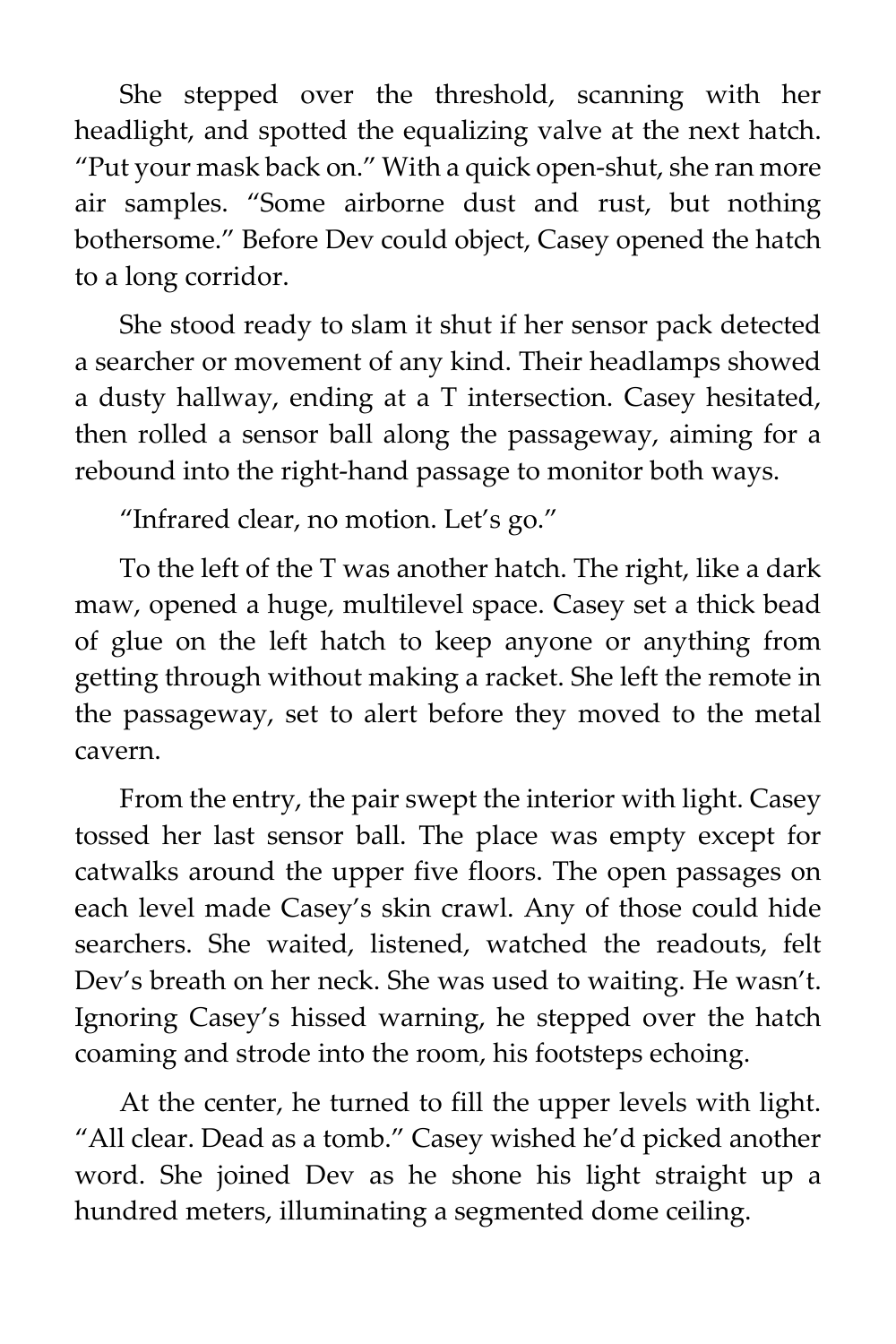She stepped over the threshold, scanning with her headlight, and spotted the equalizing valve at the next hatch. "Put your mask back on." With a quick open-shut, she ran more air samples. "Some airborne dust and rust, but nothing bothersome." Before Dev could object, Casey opened the hatch to a long corridor.

She stood ready to slam it shut if her sensor pack detected a searcher or movement of any kind. Their headlamps showed a dusty hallway, ending at a T intersection. Casey hesitated, then rolled a sensor ball along the passageway, aiming for a rebound into the right-hand passage to monitor both ways.

"Infrared clear, no motion. Let's go."

To the left of the T was another hatch. The right, like a dark maw, opened a huge, multilevel space. Casey set a thick bead of glue on the left hatch to keep anyone or anything from getting through without making a racket. She left the remote in the passageway, set to alert before they moved to the metal cavern.

From the entry, the pair swept the interior with light. Casey tossed her last sensor ball. The place was empty except for catwalks around the upper five floors. The open passages on each level made Casey's skin crawl. Any of those could hide searchers. She waited, listened, watched the readouts, felt Dev's breath on her neck. She was used to waiting. He wasn't. Ignoring Casey's hissed warning, he stepped over the hatch coaming and strode into the room, his footsteps echoing.

At the center, he turned to fill the upper levels with light. "All clear. Dead as a tomb." Casey wished he'd picked another word. She joined Dev as he shone his light straight up a hundred meters, illuminating a segmented dome ceiling.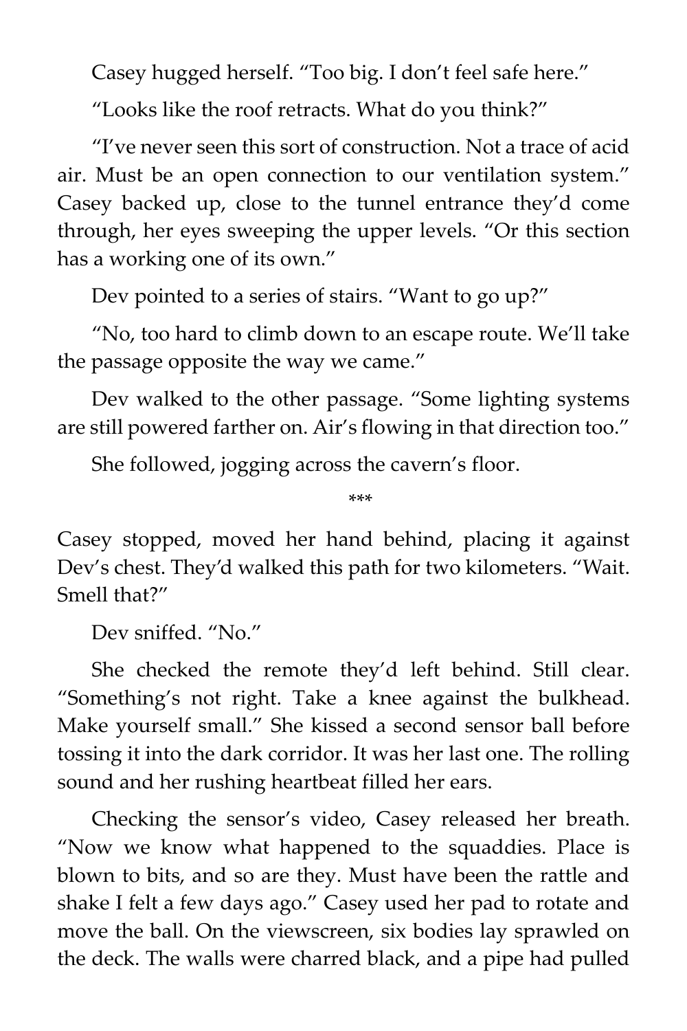Casey hugged herself. “Too big. I don’t feel safe here.”

“Looks like the roof retracts. What do you think?”

“I’ve never seen this sort of construction. Not a trace of acid air. Must be an open connection to our ventilation system.” Casey backed up, close to the tunnel entrance they’d come through, her eyes sweeping the upper levels. “Or this section has a working one of its own.”

Dev pointed to a series of stairs. “Want to go up?”

“No, too hard to climb down to an escape route. We’ll take the passage opposite the way we came.”

Dev walked to the other passage. “Some lighting systems are still powered farther on. Air’s flowing in that direction too.”

She followed, jogging across the cavern’s floor.

***

Casey stopped, moved her hand behind, placing it against Dev’s chest. They’d walked this path for two kilometers. “Wait. Smell that?”

Dev sniffed. “No.”

She checked the remote they’d left behind. Still clear. “Something’s not right. Take a knee against the bulkhead. Make yourself small.” She kissed a second sensor ball before tossing it into the dark corridor. It was her last one. The rolling sound and her rushing heartbeat filled her ears.

Checking the sensor’s video, Casey released her breath. “Now we know what happened to the squaddies. Place is blown to bits, and so are they. Must have been the rattle and shake I felt a few days ago.” Casey used her pad to rotate and move the ball. On the viewscreen, six bodies lay sprawled on the deck. The walls were charred black, and a pipe had pulled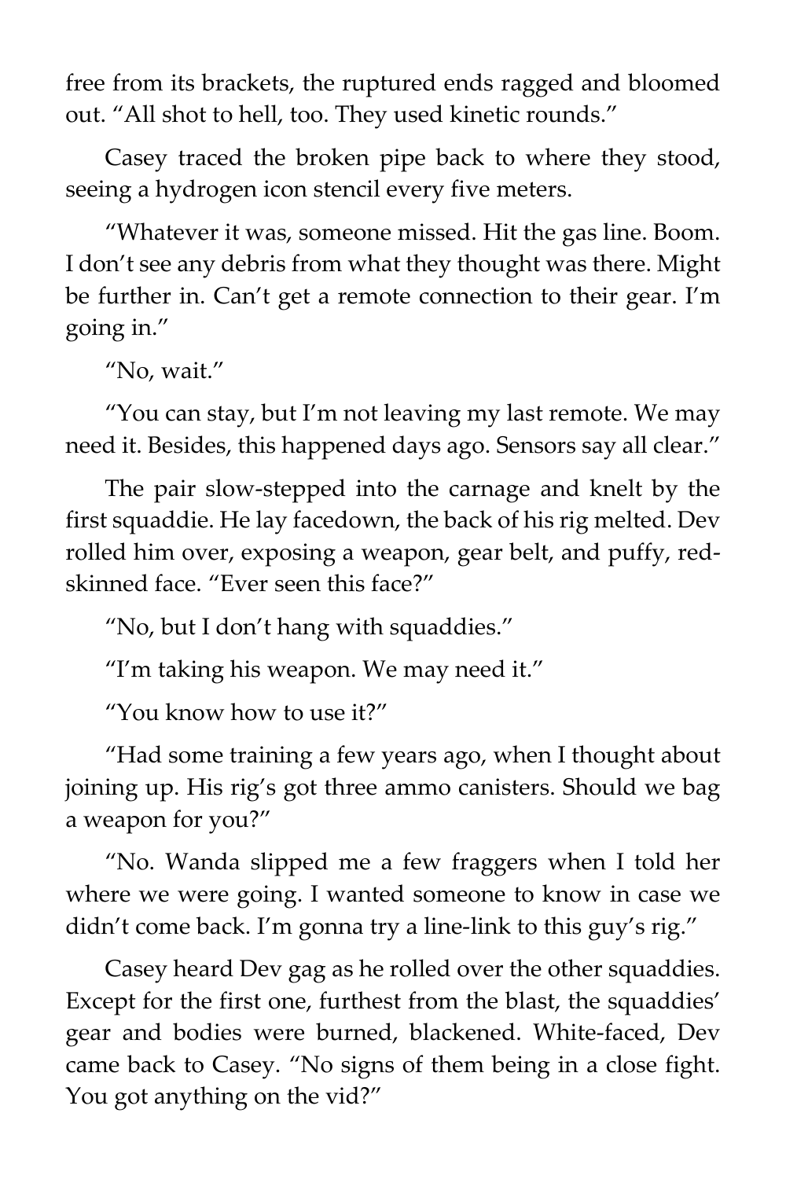free from its brackets, the ruptured ends ragged and bloomed out. "All shot to hell, too. They used kinetic rounds."

Casey traced the broken pipe back to where they stood, seeing a hydrogen icon stencil every five meters.

"Whatever it was, someone missed. Hit the gas line. Boom. I don't see any debris from what they thought was there. Might be further in. Can't get a remote connection to their gear. I'm going in."

"No, wait."

"You can stay, but I'm not leaving my last remote. We may need it. Besides, this happened days ago. Sensors say all clear."

The pair slow-stepped into the carnage and knelt by the first squaddie. He lay facedown, the back of his rig melted. Dev rolled him over, exposing a weapon, gear belt, and puffy, red-skinned face. "Ever seen this face?"

"No, but I don't hang with squaddies."

"I'm taking his weapon. We may need it."

"You know how to use it?"

"Had some training a few years ago, when I thought about joining up. His rig's got three ammo canisters. Should we bag a weapon for you?"

"No. Wanda slipped me a few fraggers when I told her where we were going. I wanted someone to know in case we didn't come back. I'm gonna try a line-link to this guy's rig."

Casey heard Dev gag as he rolled over the other squaddies. Except for the first one, furthest from the blast, the squaddies' gear and bodies were burned, blackened. White-faced, Dev came back to Casey. "No signs of them being in a close fight. You got anything on the vid?"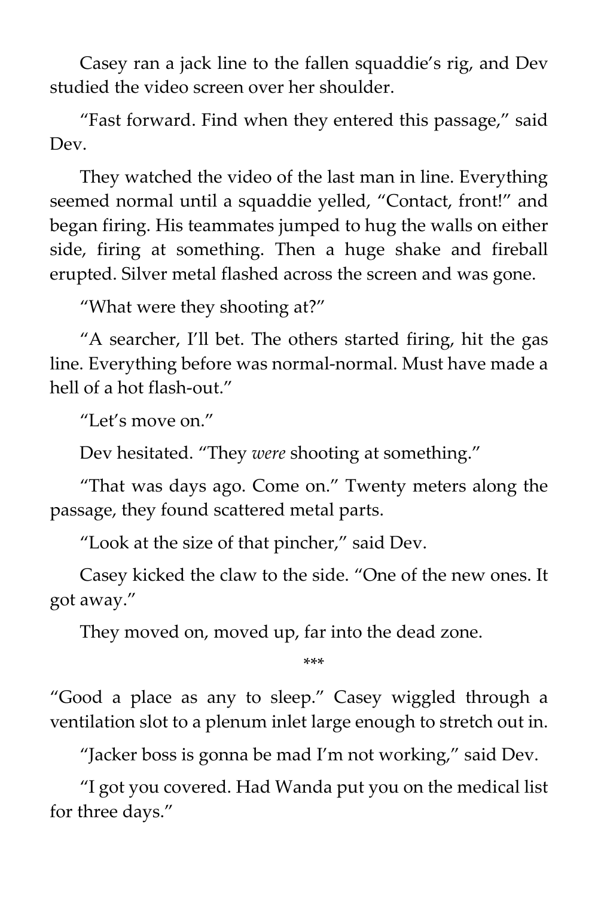Casey ran a jack line to the fallen squaddie's rig, and Dev studied the video screen over her shoulder.

"Fast forward. Find when they entered this passage," said Dev.

They watched the video of the last man in line. Everything seemed normal until a squaddie yelled, "Contact, front!" and began firing. His teammates jumped to hug the walls on either side, firing at something. Then a huge shake and fireball erupted. Silver metal flashed across the screen and was gone.

"What were they shooting at?"

"A searcher, I'll bet. The others started firing, hit the gas line. Everything before was normal-normal. Must have made a hell of a hot flash-out."

"Let's move on."

Dev hesitated. "They *were* shooting at something."

"That was days ago. Come on." Twenty meters along the passage, they found scattered metal parts.

"Look at the size of that pincher," said Dev.

Casey kicked the claw to the side. "One of the new ones. It got away."

They moved on, moved up, far into the dead zone.

***

"Good a place as any to sleep." Casey wiggled through a ventilation slot to a plenum inlet large enough to stretch out in.

"Jacker boss is gonna be mad I'm not working," said Dev.

"I got you covered. Had Wanda put you on the medical list for three days."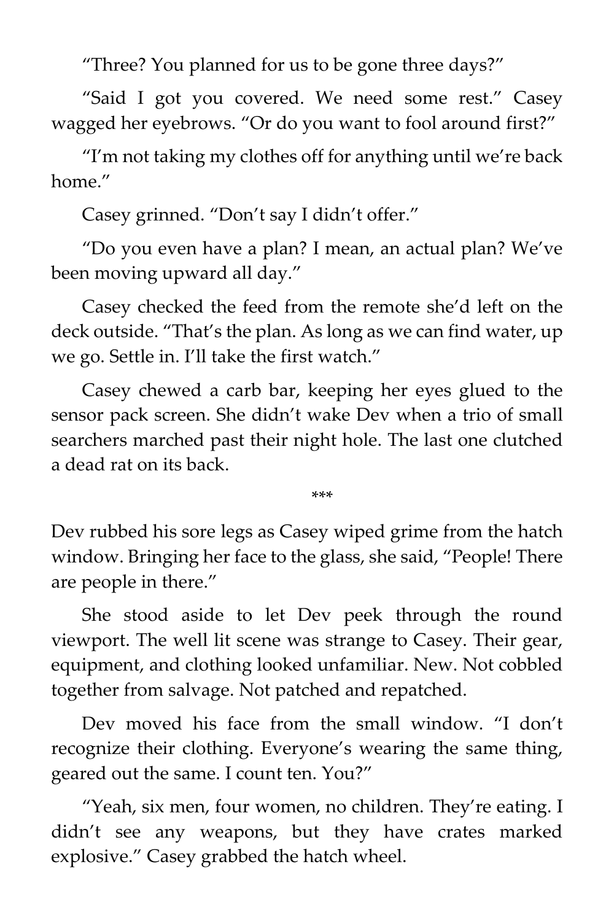"Three? You planned for us to be gone three days?"

"Said I got you covered. We need some rest." Casey wagged her eyebrows. "Or do you want to fool around first?"

"I'm not taking my clothes off for anything until we're back home."

Casey grinned. "Don't say I didn't offer."

"Do you even have a plan? I mean, an actual plan? We've been moving upward all day."

Casey checked the feed from the remote she'd left on the deck outside. "That's the plan. As long as we can find water, up we go. Settle in. I'll take the first watch."

Casey chewed a carb bar, keeping her eyes glued to the sensor pack screen. She didn't wake Dev when a trio of small searchers marched past their night hole. The last one clutched a dead rat on its back.

***

Dev rubbed his sore legs as Casey wiped grime from the hatch window. Bringing her face to the glass, she said, "People! There are people in there."

She stood aside to let Dev peek through the round viewport. The well lit scene was strange to Casey. Their gear, equipment, and clothing looked unfamiliar. New. Not cobbled together from salvage. Not patched and repatched.

Dev moved his face from the small window. "I don't recognize their clothing. Everyone's wearing the same thing, geared out the same. I count ten. You?"

"Yeah, six men, four women, no children. They're eating. I didn't see any weapons, but they have crates marked explosive." Casey grabbed the hatch wheel.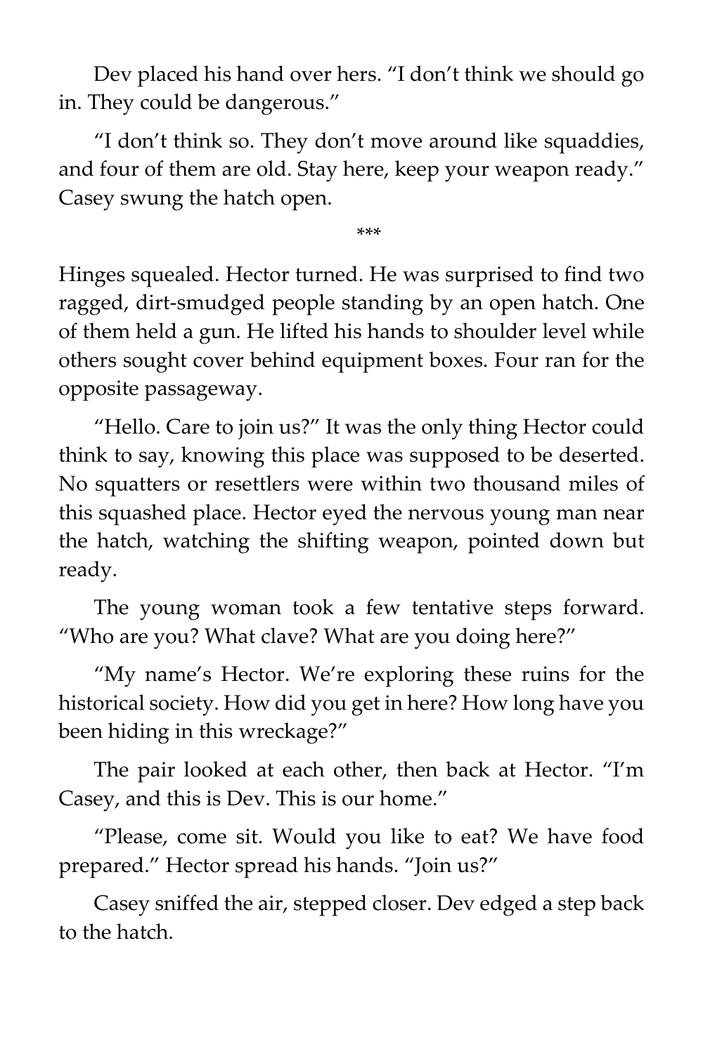Dev placed his hand over hers. "I don't think we should go in. They could be dangerous."

"I don't think so. They don't move around like squaddies, and four of them are old. Stay here, keep your weapon ready." Casey swung the hatch open.

\*\*\*

Hinges squealed. Hector turned. He was surprised to find two ragged, dirt-smudged people standing by an open hatch. One of them held a gun. He lifted his hands to shoulder level while others sought cover behind equipment boxes. Four ran for the opposite passageway.

"Hello. Care to join us?" It was the only thing Hector could think to say, knowing this place was supposed to be deserted. No squatters or resettlers were within two thousand miles of this squashed place. Hector eyed the nervous young man near the hatch, watching the shifting weapon, pointed down but ready.

The young woman took a few tentative steps forward. "Who are you? What clave? What are you doing here?"

"My name's Hector. We're exploring these ruins for the historical society. How did you get in here? How long have you been hiding in this wreckage?"

The pair looked at each other, then back at Hector. "I'm Casey, and this is Dev. This is our home."

"Please, come sit. Would you like to eat? We have food prepared." Hector spread his hands. "Join us?"

Casey sniffed the air, stepped closer. Dev edged a step back to the hatch.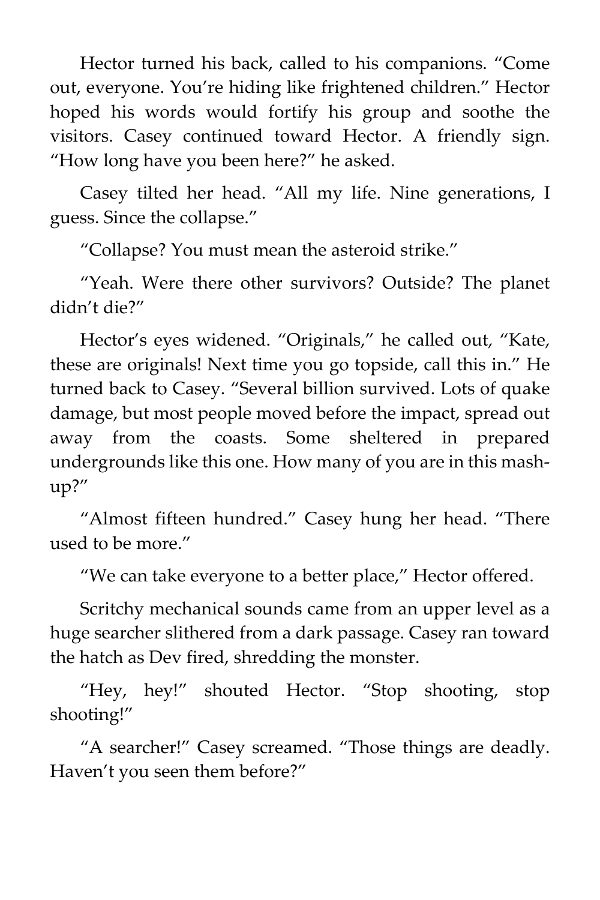Hector turned his back, called to his companions. “Come out, everyone. You’re hiding like frightened children.” Hector hoped his words would fortify his group and soothe the visitors. Casey continued toward Hector. A friendly sign. “How long have you been here?” he asked.

Casey tilted her head. “All my life. Nine generations, I guess. Since the collapse.”

“Collapse? You must mean the asteroid strike.”

“Yeah. Were there other survivors? Outside? The planet didn’t die?”

Hector’s eyes widened. “Originals,” he called out, “Kate, these are originals! Next time you go topside, call this in.” He turned back to Casey. “Several billion survived. Lots of quake damage, but most people moved before the impact, spread out away from the coasts. Some sheltered in prepared undergrounds like this one. How many of you are in this mash-up?”

“Almost fifteen hundred.” Casey hung her head. “There used to be more.”

“We can take everyone to a better place,” Hector offered.

Scritchy mechanical sounds came from an upper level as a huge searcher slithered from a dark passage. Casey ran toward the hatch as Dev fired, shredding the monster.

“Hey, hey!” shouted Hector. “Stop shooting, stop shooting!”

“A searcher!” Casey screamed. “Those things are deadly. Haven’t you seen them before?”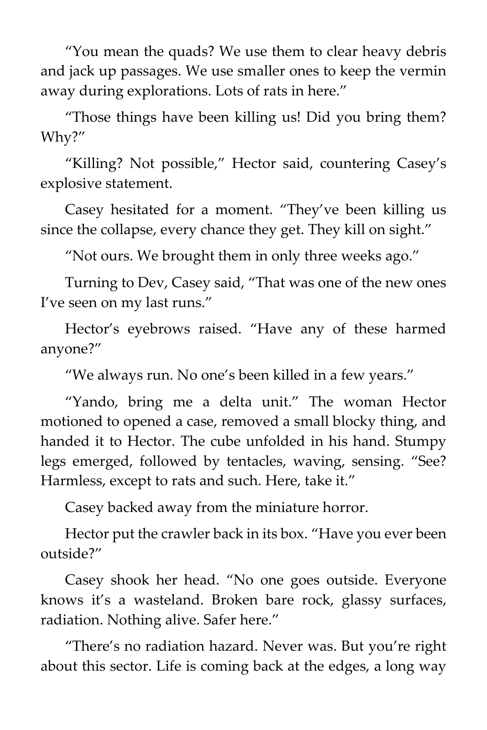"You mean the quads? We use them to clear heavy debris and jack up passages. We use smaller ones to keep the vermin away during explorations. Lots of rats in here."

"Those things have been killing us! Did you bring them? Why?"

"Killing? Not possible," Hector said, countering Casey's explosive statement.

Casey hesitated for a moment. "They've been killing us since the collapse, every chance they get. They kill on sight."

"Not ours. We brought them in only three weeks ago."

Turning to Dev, Casey said, "That was one of the new ones I've seen on my last runs."

Hector's eyebrows raised. "Have any of these harmed anyone?"

"We always run. No one's been killed in a few years."

"Yando, bring me a delta unit." The woman Hector motioned to opened a case, removed a small blocky thing, and handed it to Hector. The cube unfolded in his hand. Stumpy legs emerged, followed by tentacles, waving, sensing. "See? Harmless, except to rats and such. Here, take it."

Casey backed away from the miniature horror.

Hector put the crawler back in its box. "Have you ever been outside?"

Casey shook her head. "No one goes outside. Everyone knows it's a wasteland. Broken bare rock, glassy surfaces, radiation. Nothing alive. Safer here."

"There's no radiation hazard. Never was. But you're right about this sector. Life is coming back at the edges, a long way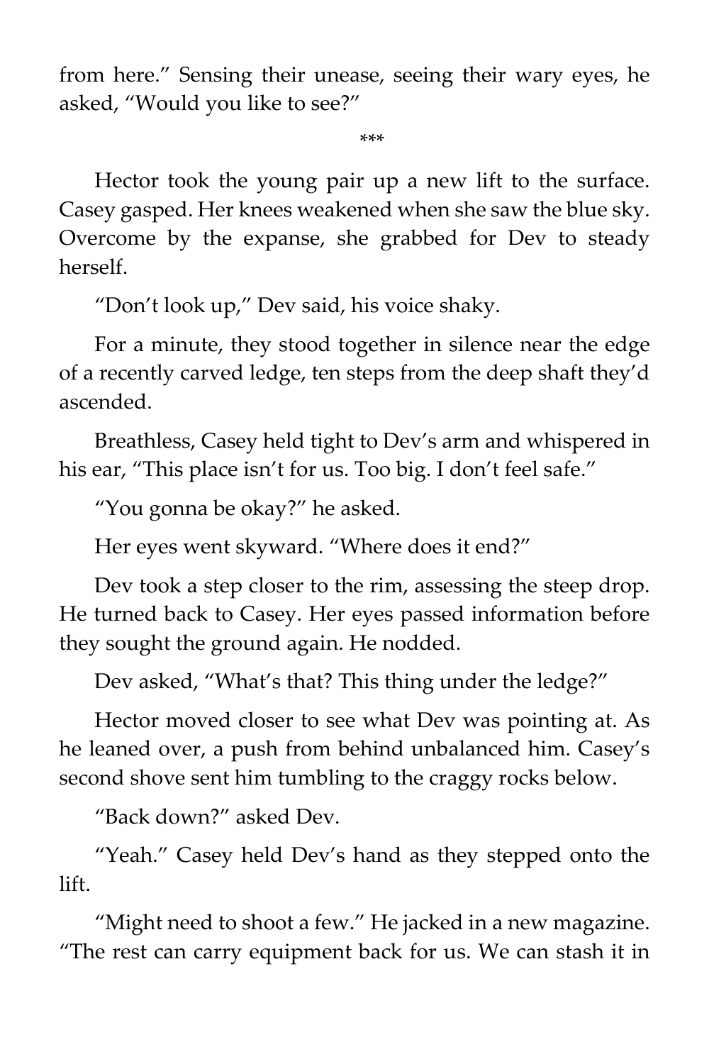from here." Sensing their unease, seeing their wary eyes, he asked, "Would you like to see?"

***

Hector took the young pair up a new lift to the surface. Casey gasped. Her knees weakened when she saw the blue sky. Overcome by the expanse, she grabbed for Dev to steady herself.

"Don't look up," Dev said, his voice shaky.

For a minute, they stood together in silence near the edge of a recently carved ledge, ten steps from the deep shaft they'd ascended.

Breathless, Casey held tight to Dev's arm and whispered in his ear, "This place isn't for us. Too big. I don't feel safe."

"You gonna be okay?" he asked.

Her eyes went skyward. "Where does it end?"

Dev took a step closer to the rim, assessing the steep drop. He turned back to Casey. Her eyes passed information before they sought the ground again. He nodded.

Dev asked, "What's that? This thing under the ledge?"

Hector moved closer to see what Dev was pointing at. As he leaned over, a push from behind unbalanced him. Casey's second shove sent him tumbling to the craggy rocks below.

"Back down?" asked Dev.

"Yeah." Casey held Dev's hand as they stepped onto the lift.

"Might need to shoot a few." He jacked in a new magazine. "The rest can carry equipment back for us. We can stash it in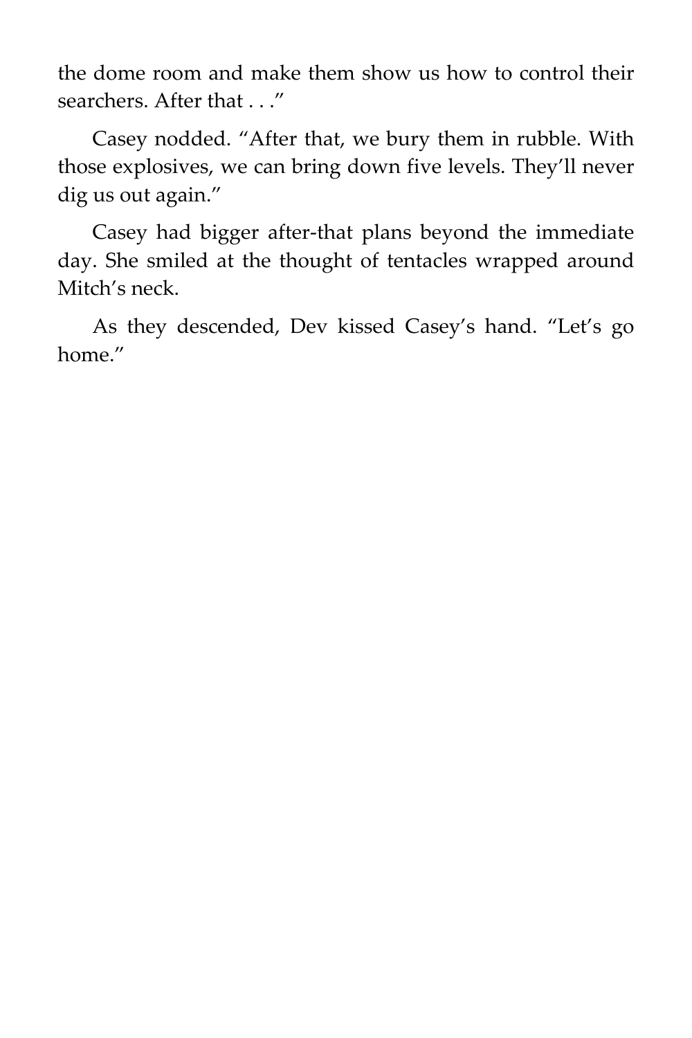the dome room and make them show us how to control their searchers. After that . . ."

Casey nodded. "After that, we bury them in rubble. With those explosives, we can bring down five levels. They'll never dig us out again."

Casey had bigger after-that plans beyond the immediate day. She smiled at the thought of tentacles wrapped around Mitch's neck.

As they descended, Dev kissed Casey's hand. "Let's go home."